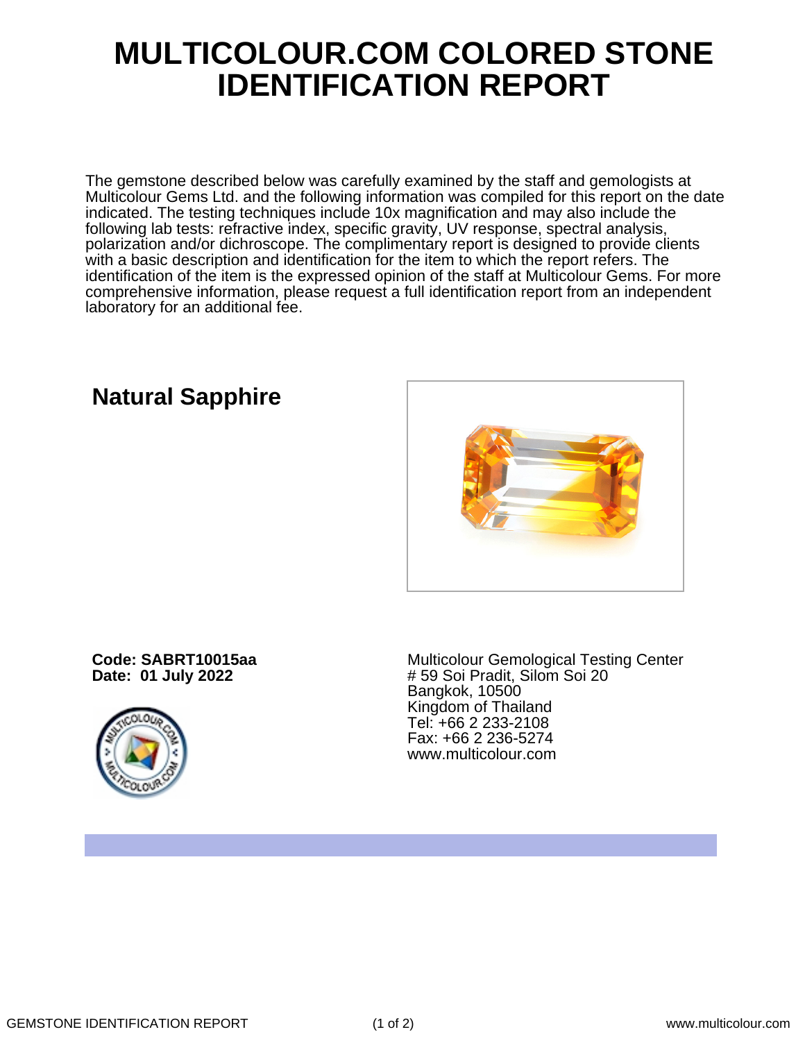# MULTICOLOUR.COM COLORED STONE IDENTIFICATION REPORT

The gemstone described below was carefully examined by the staff and gemologists at Multicolour Gems Ltd. and the following information was compiled for this report on the date indicated. The testing techniques include 10x magnification and may also include the following lab tests: refractive index, specific gravity, UV response, spectral analysis, polarization and/or dichroscope. The complimentary report is designed to provide clients with a basic description and identification for the item to which the report refers. The identification of the item is the expressed opinion of the staff at Multicolour Gems. For more comprehensive information, please request a full identification report from an independent laboratory for an additional fee.

## Natural Sapphire

**Code: SABRT10015aa**
**Date: 01 July 2022**

Multicolour Gemological Testing Center
# 59 Soi Pradit, Silom Soi 20
Bangkok, 10500
Kingdom of Thailand
Tel: +66 2 233-2108
Fax: +66 2 236-5274
www.multicolour.com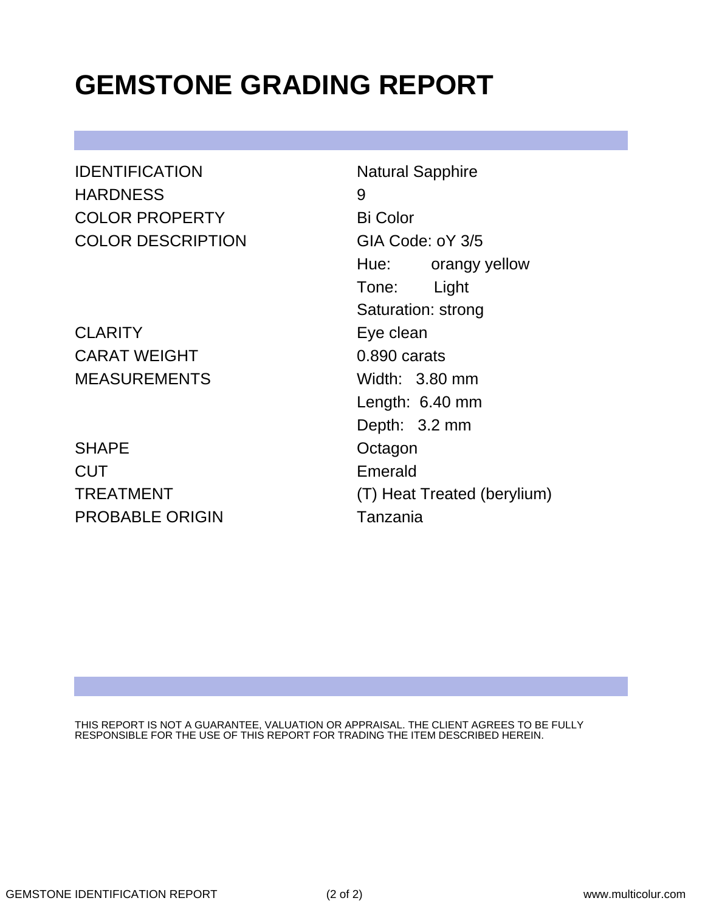# GEMSTONE GRADING REPORT

| | |
|---|---|
| IDENTIFICATION | Natural Sapphire |
| HARDNESS | 9 |
| COLOR PROPERTY | Bi Color |
| COLOR DESCRIPTION | GIA Code: oY 3/5 |
| | Hue: orangy yellow |
| | Tone: Light |
| | Saturation: strong |
| CLARITY | Eye clean |
| CARAT WEIGHT | 0.890 carats |
| MEASUREMENTS | Width: 3.80 mm |
| | Length: 6.40 mm |
| | Depth: 3.2 mm |
| SHAPE | Octagon |
| CUT | Emerald |
| TREATMENT | (T) Heat Treated (berylium) |
| PROBABLE ORIGIN | Tanzania |

THIS REPORT IS NOT A GUARANTEE, VALUATION OR APPRAISAL. THE CLIENT AGREES TO BE FULLY RESPONSIBLE FOR THE USE OF THIS REPORT FOR TRADING THE ITEM DESCRIBED HEREIN.